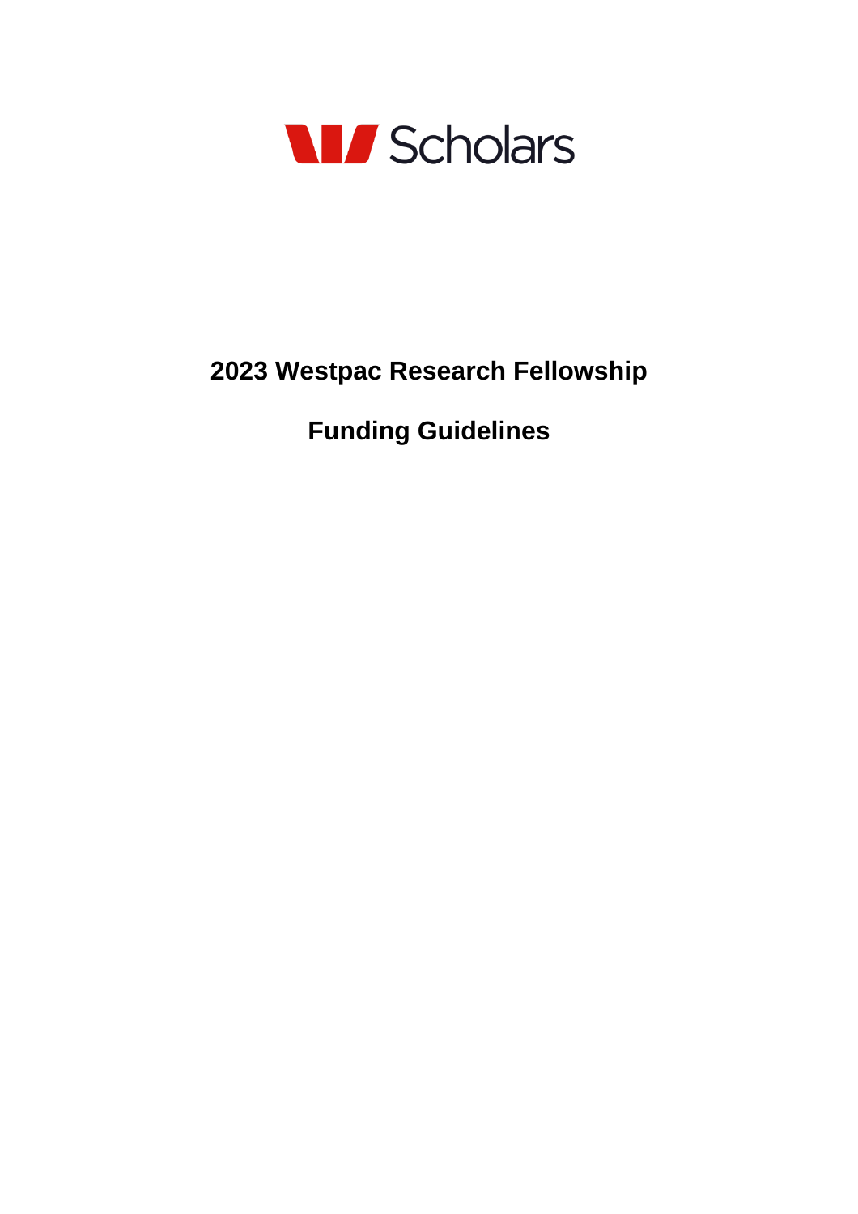Scholars

# 2023 Westpac Research Fellowship

## Funding Guidelines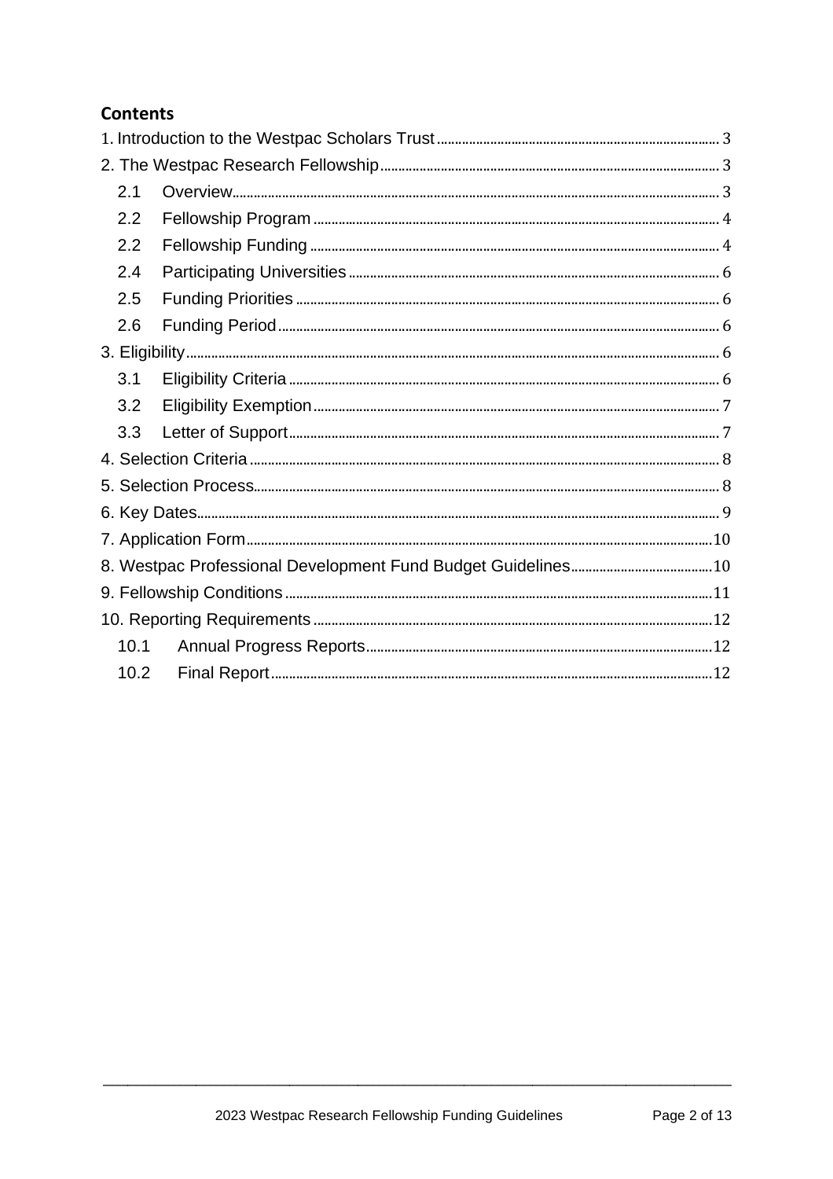## Contents

1. Introduction to the Westpac Scholars Trust ........ 3
2. The Westpac Research Fellowship ........ 3
   - 2.1 Overview ........ 3
   - 2.2 Fellowship Program ........ 4
   - 2.2 Fellowship Funding ........ 4
   - 2.4 Participating Universities ........ 6
   - 2.5 Funding Priorities ........ 6
   - 2.6 Funding Period ........ 6
3. Eligibility ........ 6
   - 3.1 Eligibility Criteria ........ 6
   - 3.2 Eligibility Exemption ........ 7
   - 3.3 Letter of Support ........ 7
4. Selection Criteria ........ 8
5. Selection Process ........ 8
6. Key Dates ........ 9
7. Application Form ........ 10
8. Westpac Professional Development Fund Budget Guidelines ........ 10
9. Fellowship Conditions ........ 11
10. Reporting Requirements ........ 12
    - 10.1 Annual Progress Reports ........ 12
    - 10.2 Final Report ........ 12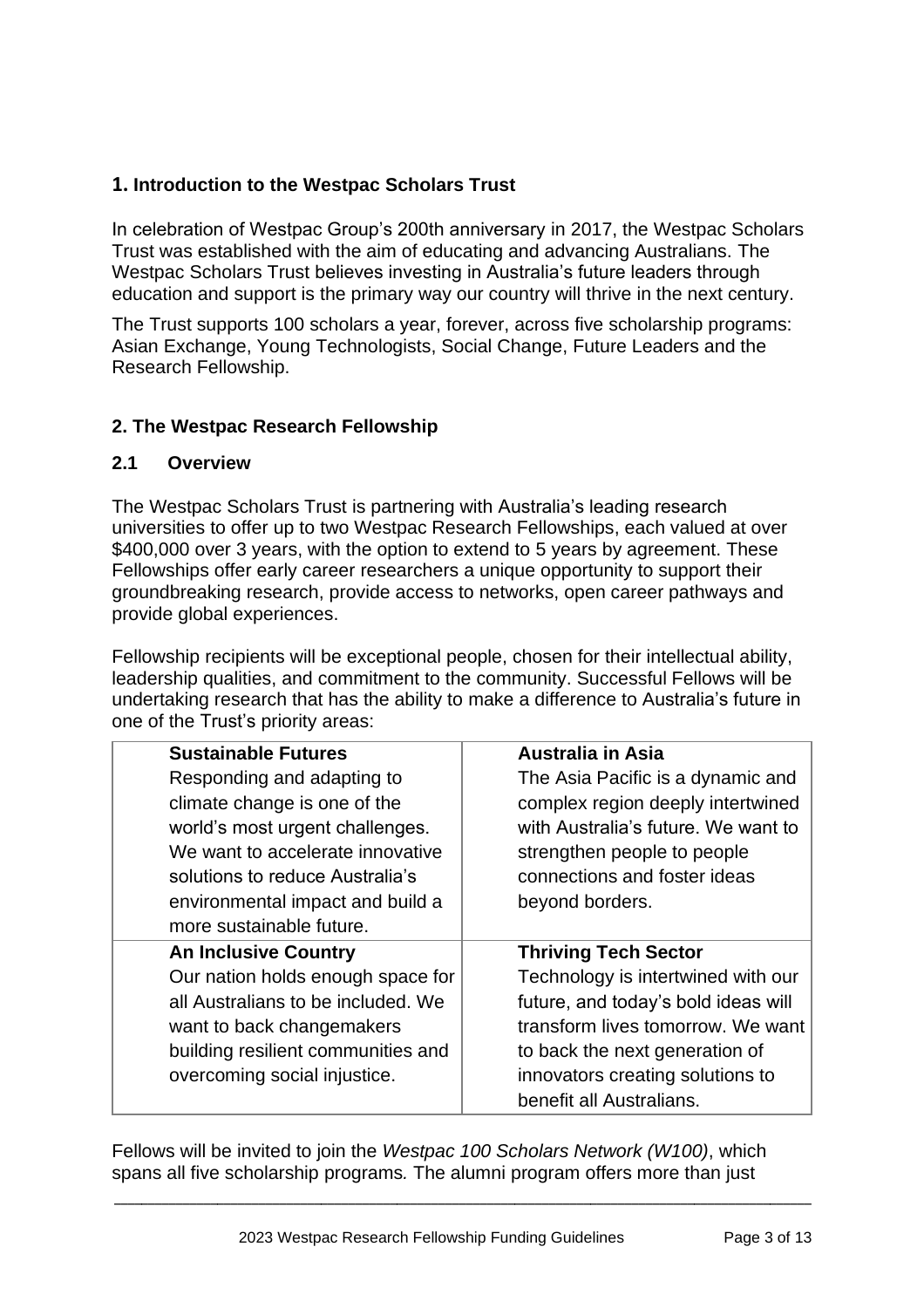## 1. Introduction to the Westpac Scholars Trust

In celebration of Westpac Group's 200th anniversary in 2017, the Westpac Scholars Trust was established with the aim of educating and advancing Australians. The Westpac Scholars Trust believes investing in Australia's future leaders through education and support is the primary way our country will thrive in the next century.

The Trust supports 100 scholars a year, forever, across five scholarship programs: Asian Exchange, Young Technologists, Social Change, Future Leaders and the Research Fellowship.

## 2. The Westpac Research Fellowship

### 2.1 Overview

The Westpac Scholars Trust is partnering with Australia's leading research universities to offer up to two Westpac Research Fellowships, each valued at over $400,000 over 3 years, with the option to extend to 5 years by agreement. These Fellowships offer early career researchers a unique opportunity to support their groundbreaking research, provide access to networks, open career pathways and provide global experiences.

Fellowship recipients will be exceptional people, chosen for their intellectual ability, leadership qualities, and commitment to the community. Successful Fellows will be undertaking research that has the ability to make a difference to Australia's future in one of the Trust's priority areas:

| **Sustainable Futures**<br>Responding and adapting to climate change is one of the world's most urgent challenges. We want to accelerate innovative solutions to reduce Australia's environmental impact and build a more sustainable future. | **Australia in Asia**<br>The Asia Pacific is a dynamic and complex region deeply intertwined with Australia's future. We want to strengthen people to people connections and foster ideas beyond borders. |
|---|---|
| **An Inclusive Country**<br>Our nation holds enough space for all Australians to be included. We want to back changemakers building resilient communities and overcoming social injustice. | **Thriving Tech Sector**<br>Technology is intertwined with our future, and today's bold ideas will transform lives tomorrow. We want to back the next generation of innovators creating solutions to benefit all Australians. |

Fellows will be invited to join the *Westpac 100 Scholars Network (W100)*, which spans all five scholarship programs*.* The alumni program offers more than just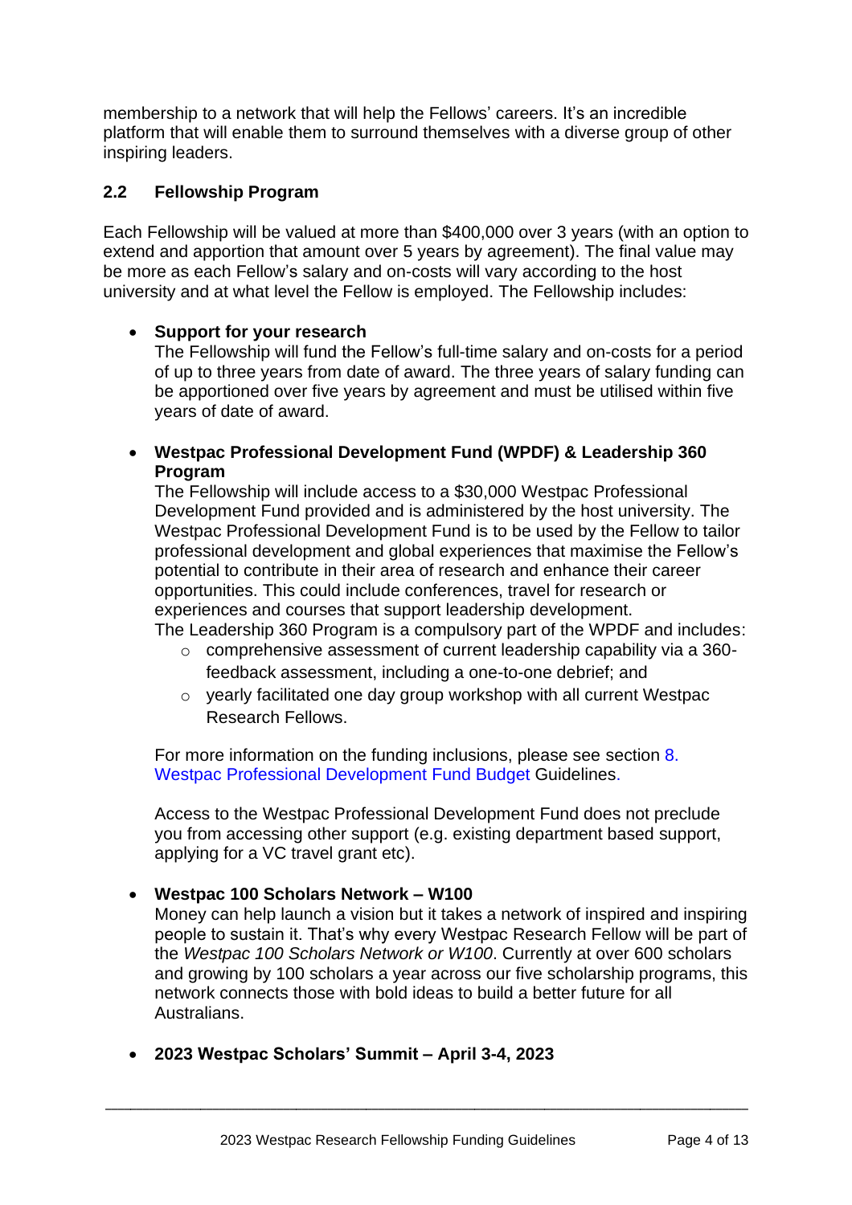membership to a network that will help the Fellows' careers. It's an incredible platform that will enable them to surround themselves with a diverse group of other inspiring leaders.

### 2.2 Fellowship Program

Each Fellowship will be valued at more than $400,000 over 3 years (with an option to extend and apportion that amount over 5 years by agreement). The final value may be more as each Fellow's salary and on-costs will vary according to the host university and at what level the Fellow is employed. The Fellowship includes:

- **Support for your research**
  The Fellowship will fund the Fellow's full-time salary and on-costs for a period of up to three years from date of award. The three years of salary funding can be apportioned over five years by agreement and must be utilised within five years of date of award.

- **Westpac Professional Development Fund (WPDF) & Leadership 360 Program**
  The Fellowship will include access to a $30,000 Westpac Professional Development Fund provided and is administered by the host university. The Westpac Professional Development Fund is to be used by the Fellow to tailor professional development and global experiences that maximise the Fellow's potential to contribute in their area of research and enhance their career opportunities. This could include conferences, travel for research or experiences and courses that support leadership development.
  The Leadership 360 Program is a compulsory part of the WPDF and includes:
    - comprehensive assessment of current leadership capability via a 360-feedback assessment, including a one-to-one debrief; and
    - yearly facilitated one day group workshop with all current Westpac Research Fellows.

  For more information on the funding inclusions, please see section 8. Westpac Professional Development Fund Budget Guidelines.

  Access to the Westpac Professional Development Fund does not preclude you from accessing other support (e.g. existing department based support, applying for a VC travel grant etc).

- **Westpac 100 Scholars Network – W100**
  Money can help launch a vision but it takes a network of inspired and inspiring people to sustain it. That's why every Westpac Research Fellow will be part of the *Westpac 100 Scholars Network or W100*. Currently at over 600 scholars and growing by 100 scholars a year across our five scholarship programs, this network connects those with bold ideas to build a better future for all Australians.

- **2023 Westpac Scholars' Summit – April 3-4, 2023**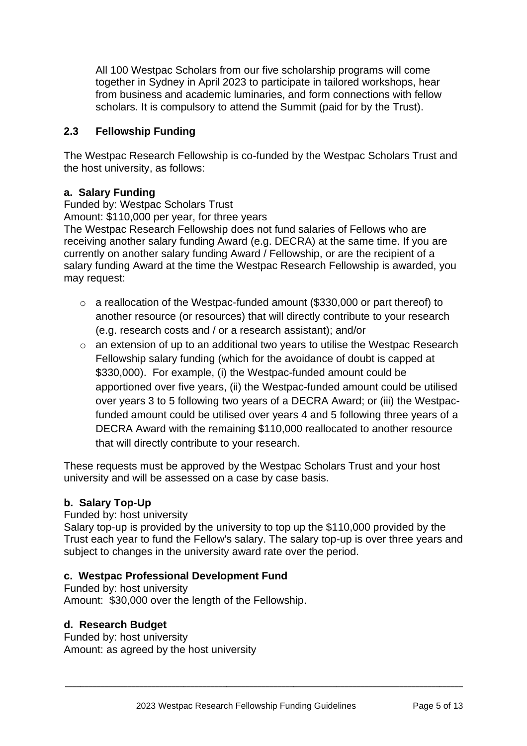All 100 Westpac Scholars from our five scholarship programs will come together in Sydney in April 2023 to participate in tailored workshops, hear from business and academic luminaries, and form connections with fellow scholars. It is compulsory to attend the Summit (paid for by the Trust).

## 2.3 Fellowship Funding

The Westpac Research Fellowship is co-funded by the Westpac Scholars Trust and the host university, as follows:

**a. Salary Funding**

Funded by: Westpac Scholars Trust
Amount: $110,000 per year, for three years
The Westpac Research Fellowship does not fund salaries of Fellows who are receiving another salary funding Award (e.g. DECRA) at the same time. If you are currently on another salary funding Award / Fellowship, or are the recipient of a salary funding Award at the time the Westpac Research Fellowship is awarded, you may request:

- a reallocation of the Westpac-funded amount ($330,000 or part thereof) to another resource (or resources) that will directly contribute to your research (e.g. research costs and / or a research assistant); and/or
- an extension of up to an additional two years to utilise the Westpac Research Fellowship salary funding (which for the avoidance of doubt is capped at $330,000). For example, (i) the Westpac-funded amount could be apportioned over five years, (ii) the Westpac-funded amount could be utilised over years 3 to 5 following two years of a DECRA Award; or (iii) the Westpac-funded amount could be utilised over years 4 and 5 following three years of a DECRA Award with the remaining $110,000 reallocated to another resource that will directly contribute to your research.

These requests must be approved by the Westpac Scholars Trust and your host university and will be assessed on a case by case basis.

**b. Salary Top-Up**

Funded by: host university
Salary top-up is provided by the university to top up the $110,000 provided by the Trust each year to fund the Fellow's salary. The salary top-up is over three years and subject to changes in the university award rate over the period.

**c. Westpac Professional Development Fund**

Funded by: host university
Amount: $30,000 over the length of the Fellowship.

**d. Research Budget**

Funded by: host university
Amount: as agreed by the host university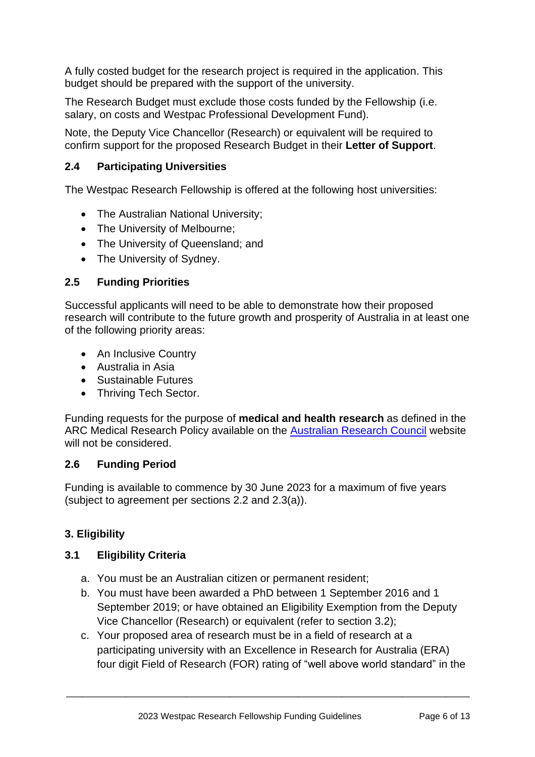A fully costed budget for the research project is required in the application. This budget should be prepared with the support of the university.

The Research Budget must exclude those costs funded by the Fellowship (i.e. salary, on costs and Westpac Professional Development Fund).

Note, the Deputy Vice Chancellor (Research) or equivalent will be required to confirm support for the proposed Research Budget in their **Letter of Support**.

### 2.4 Participating Universities

The Westpac Research Fellowship is offered at the following host universities:

- The Australian National University;
- The University of Melbourne;
- The University of Queensland; and
- The University of Sydney.

### 2.5 Funding Priorities

Successful applicants will need to be able to demonstrate how their proposed research will contribute to the future growth and prosperity of Australia in at least one of the following priority areas:

- An Inclusive Country
- Australia in Asia
- Sustainable Futures
- Thriving Tech Sector.

Funding requests for the purpose of **medical and health research** as defined in the ARC Medical Research Policy available on the Australian Research Council website will not be considered.

### 2.6 Funding Period

Funding is available to commence by 30 June 2023 for a maximum of five years (subject to agreement per sections 2.2 and 2.3(a)).

## 3. Eligibility

### 3.1 Eligibility Criteria

a. You must be an Australian citizen or permanent resident;
b. You must have been awarded a PhD between 1 September 2016 and 1 September 2019; or have obtained an Eligibility Exemption from the Deputy Vice Chancellor (Research) or equivalent (refer to section 3.2);
c. Your proposed area of research must be in a field of research at a participating university with an Excellence in Research for Australia (ERA) four digit Field of Research (FOR) rating of "well above world standard" in the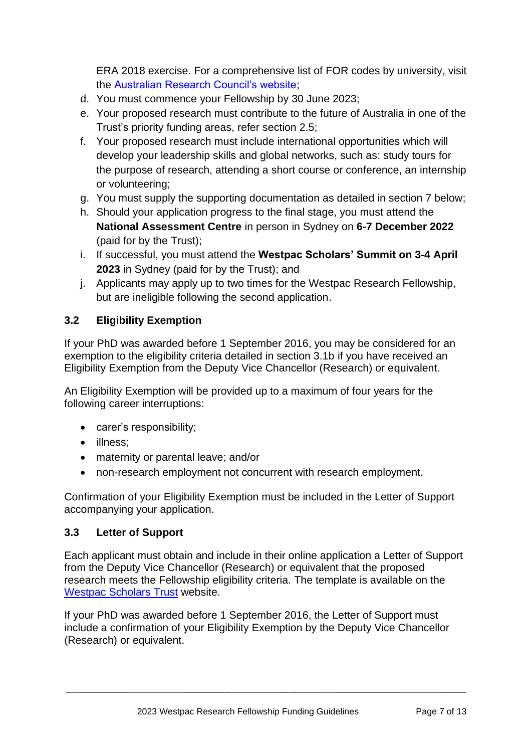ERA 2018 exercise. For a comprehensive list of FOR codes by university, visit the [Australian Research Council's website](Australian Research Council's website);

d. You must commence your Fellowship by 30 June 2023;
e. Your proposed research must contribute to the future of Australia in one of the Trust's priority funding areas, refer section 2.5;
f. Your proposed research must include international opportunities which will develop your leadership skills and global networks, such as: study tours for the purpose of research, attending a short course or conference, an internship or volunteering;
g. You must supply the supporting documentation as detailed in section 7 below;
h. Should your application progress to the final stage, you must attend the **National Assessment Centre** in person in Sydney on **6-7 December 2022** (paid for by the Trust);
i. If successful, you must attend the **Westpac Scholars' Summit on 3-4 April 2023** in Sydney (paid for by the Trust); and
j. Applicants may apply up to two times for the Westpac Research Fellowship, but are ineligible following the second application.

### 3.2 Eligibility Exemption

If your PhD was awarded before 1 September 2016, you may be considered for an exemption to the eligibility criteria detailed in section 3.1b if you have received an Eligibility Exemption from the Deputy Vice Chancellor (Research) or equivalent.

An Eligibility Exemption will be provided up to a maximum of four years for the following career interruptions:

- carer's responsibility;
- illness;
- maternity or parental leave; and/or
- non-research employment not concurrent with research employment.

Confirmation of your Eligibility Exemption must be included in the Letter of Support accompanying your application.

### 3.3 Letter of Support

Each applicant must obtain and include in their online application a Letter of Support from the Deputy Vice Chancellor (Research) or equivalent that the proposed research meets the Fellowship eligibility criteria. The template is available on the Westpac Scholars Trust website.

If your PhD was awarded before 1 September 2016, the Letter of Support must include a confirmation of your Eligibility Exemption by the Deputy Vice Chancellor (Research) or equivalent.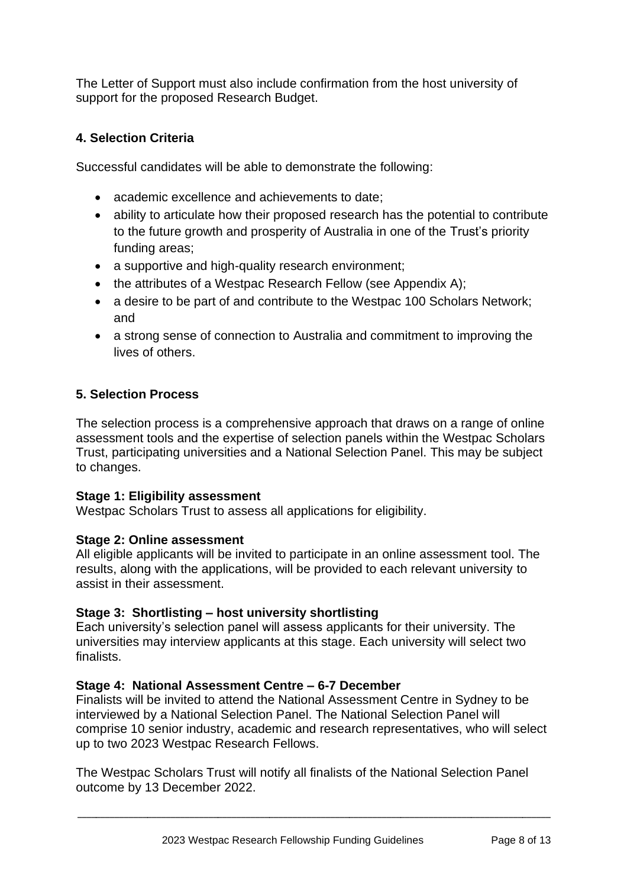The Letter of Support must also include confirmation from the host university of support for the proposed Research Budget.

## 4. Selection Criteria

Successful candidates will be able to demonstrate the following:

- academic excellence and achievements to date;
- ability to articulate how their proposed research has the potential to contribute to the future growth and prosperity of Australia in one of the Trust's priority funding areas;
- a supportive and high-quality research environment;
- the attributes of a Westpac Research Fellow (see Appendix A);
- a desire to be part of and contribute to the Westpac 100 Scholars Network; and
- a strong sense of connection to Australia and commitment to improving the lives of others.

## 5. Selection Process

The selection process is a comprehensive approach that draws on a range of online assessment tools and the expertise of selection panels within the Westpac Scholars Trust, participating universities and a National Selection Panel. This may be subject to changes.

**Stage 1: Eligibility assessment**
Westpac Scholars Trust to assess all applications for eligibility.

**Stage 2: Online assessment**
All eligible applicants will be invited to participate in an online assessment tool. The results, along with the applications, will be provided to each relevant university to assist in their assessment.

**Stage 3: Shortlisting – host university shortlisting**
Each university's selection panel will assess applicants for their university. The universities may interview applicants at this stage. Each university will select two finalists.

**Stage 4: National Assessment Centre – 6-7 December**
Finalists will be invited to attend the National Assessment Centre in Sydney to be interviewed by a National Selection Panel. The National Selection Panel will comprise 10 senior industry, academic and research representatives, who will select up to two 2023 Westpac Research Fellows.

The Westpac Scholars Trust will notify all finalists of the National Selection Panel outcome by 13 December 2022.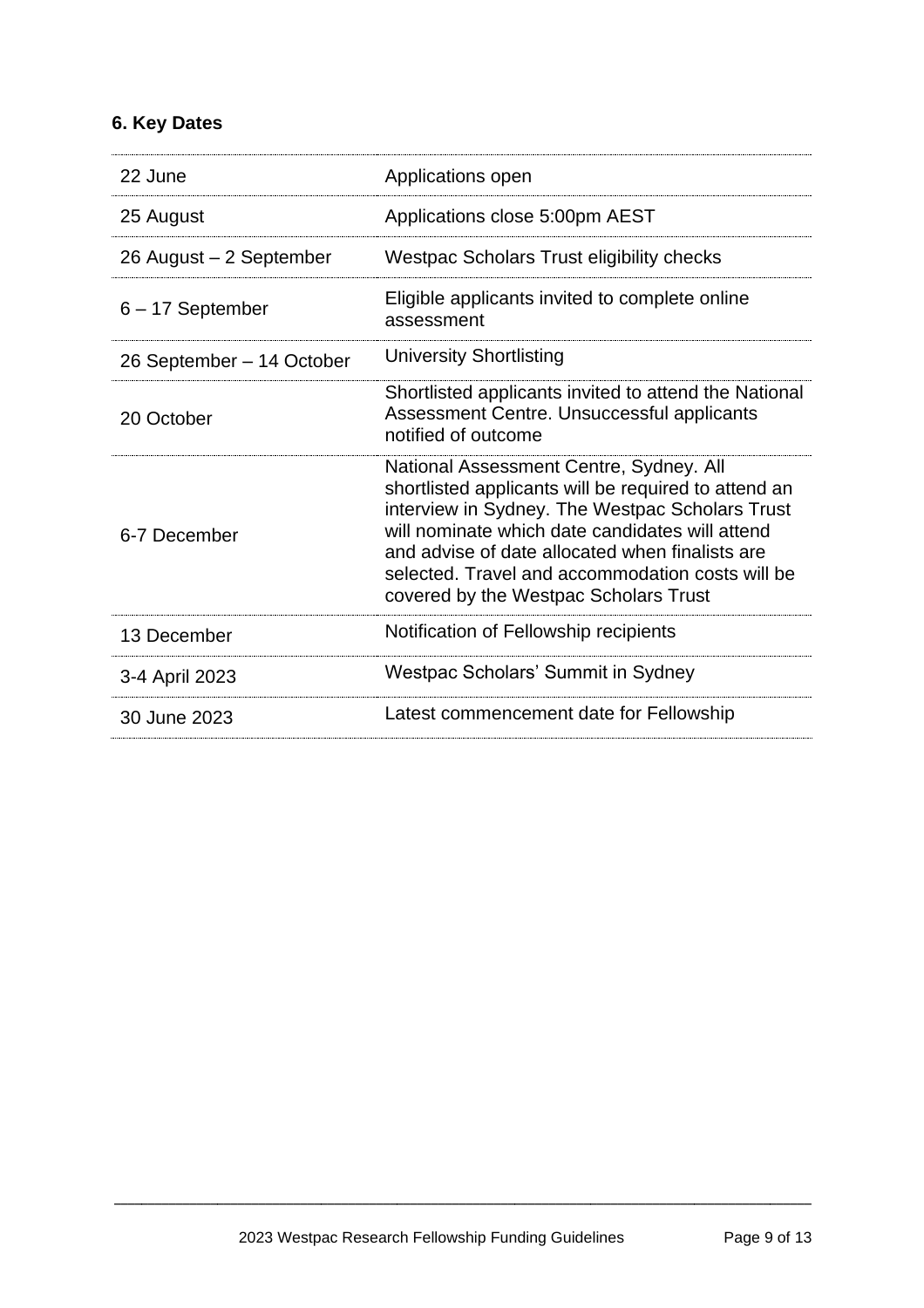## 6. Key Dates

| | |
|---|---|
| 22 June | Applications open |
| 25 August | Applications close 5:00pm AEST |
| 26 August – 2 September | Westpac Scholars Trust eligibility checks |
| 6 – 17 September | Eligible applicants invited to complete online assessment |
| 26 September – 14 October | University Shortlisting |
| 20 October | Shortlisted applicants invited to attend the National Assessment Centre. Unsuccessful applicants notified of outcome |
| 6-7 December | National Assessment Centre, Sydney. All shortlisted applicants will be required to attend an interview in Sydney. The Westpac Scholars Trust will nominate which date candidates will attend and advise of date allocated when finalists are selected. Travel and accommodation costs will be covered by the Westpac Scholars Trust |
| 13 December | Notification of Fellowship recipients |
| 3-4 April 2023 | Westpac Scholars' Summit in Sydney |
| 30 June 2023 | Latest commencement date for Fellowship |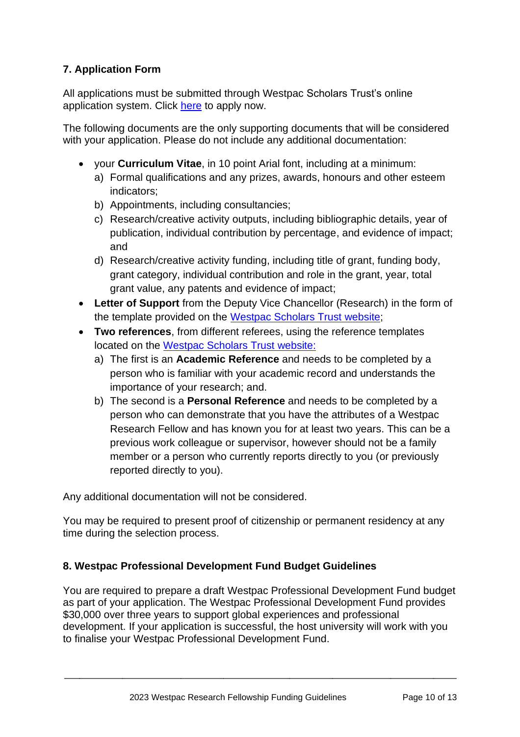## 7. Application Form

All applications must be submitted through Westpac Scholars Trust's online application system. Click [here](#) to apply now.

The following documents are the only supporting documents that will be considered with your application. Please do not include any additional documentation:

- your **Curriculum Vitae**, in 10 point Arial font, including at a minimum:
  a) Formal qualifications and any prizes, awards, honours and other esteem indicators;
  b) Appointments, including consultancies;
  c) Research/creative activity outputs, including bibliographic details, year of publication, individual contribution by percentage, and evidence of impact; and
  d) Research/creative activity funding, including title of grant, funding body, grant category, individual contribution and role in the grant, year, total grant value, any patents and evidence of impact;
- **Letter of Support** from the Deputy Vice Chancellor (Research) in the form of the template provided on the [Westpac Scholars Trust website](#);
- **Two references**, from different referees, using the reference templates located on the [Westpac Scholars Trust website:](#)
  a) The first is an **Academic Reference** and needs to be completed by a person who is familiar with your academic record and understands the importance of your research; and.
  b) The second is a **Personal Reference** and needs to be completed by a person who can demonstrate that you have the attributes of a Westpac Research Fellow and has known you for at least two years. This can be a previous work colleague or supervisor, however should not be a family member or a person who currently reports directly to you (or previously reported directly to you).

Any additional documentation will not be considered.

You may be required to present proof of citizenship or permanent residency at any time during the selection process.

## 8. Westpac Professional Development Fund Budget Guidelines

You are required to prepare a draft Westpac Professional Development Fund budget as part of your application. The Westpac Professional Development Fund provides $30,000 over three years to support global experiences and professional development. If your application is successful, the host university will work with you to finalise your Westpac Professional Development Fund.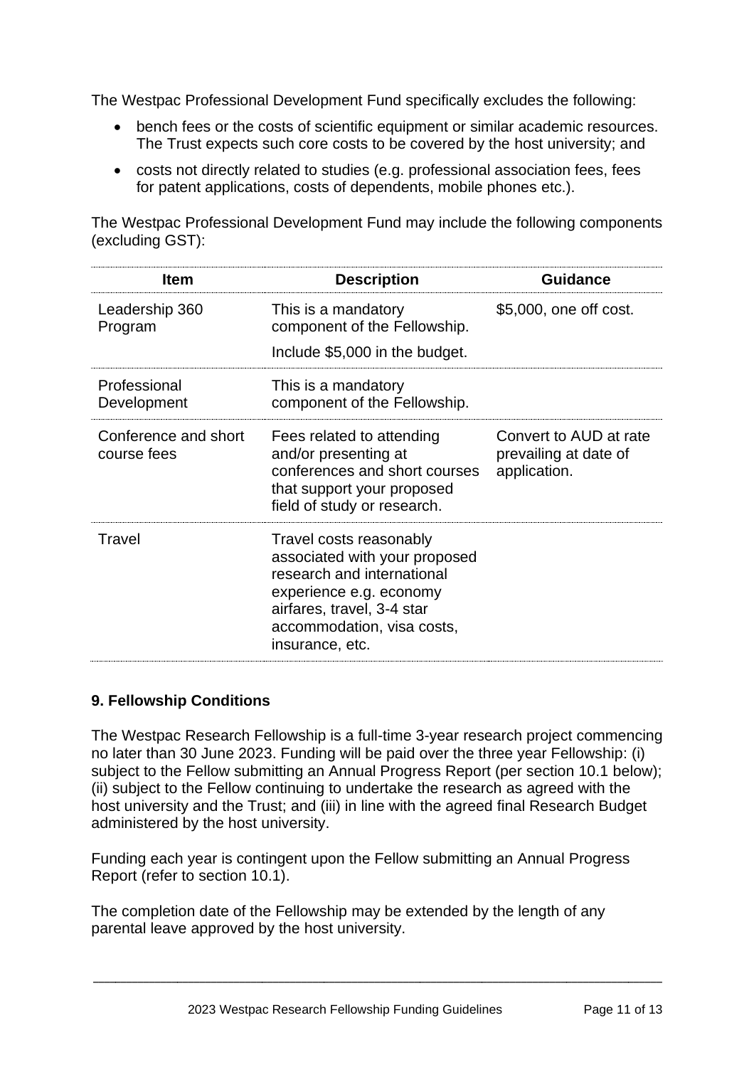The Westpac Professional Development Fund specifically excludes the following:

- bench fees or the costs of scientific equipment or similar academic resources. The Trust expects such core costs to be covered by the host university; and
- costs not directly related to studies (e.g. professional association fees, fees for patent applications, costs of dependents, mobile phones etc.).

The Westpac Professional Development Fund may include the following components (excluding GST):

| Item | Description | Guidance |
|---|---|---|
| Leadership 360 Program | This is a mandatory component of the Fellowship. Include $5,000 in the budget. | $5,000, one off cost. |
| Professional Development | This is a mandatory component of the Fellowship. | |
| Conference and short course fees | Fees related to attending and/or presenting at conferences and short courses that support your proposed field of study or research. | Convert to AUD at rate prevailing at date of application. |
| Travel | Travel costs reasonably associated with your proposed research and international experience e.g. economy airfares, travel, 3-4 star accommodation, visa costs, insurance, etc. | |

**9. Fellowship Conditions**

The Westpac Research Fellowship is a full-time 3-year research project commencing no later than 30 June 2023. Funding will be paid over the three year Fellowship: (i) subject to the Fellow submitting an Annual Progress Report (per section 10.1 below); (ii) subject to the Fellow continuing to undertake the research as agreed with the host university and the Trust; and (iii) in line with the agreed final Research Budget administered by the host university.

Funding each year is contingent upon the Fellow submitting an Annual Progress Report (refer to section 10.1).

The completion date of the Fellowship may be extended by the length of any parental leave approved by the host university.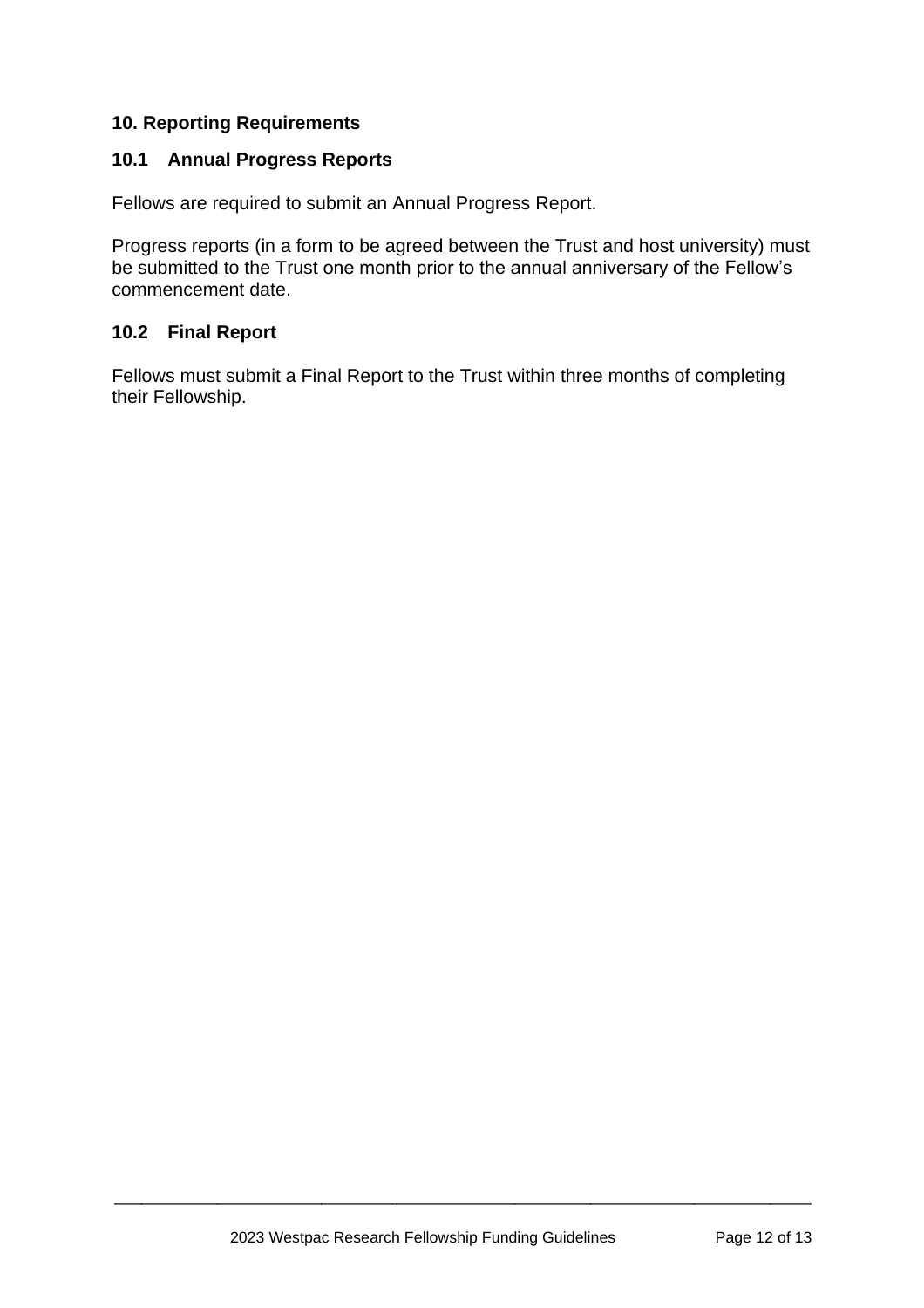## 10. Reporting Requirements

### 10.1 Annual Progress Reports

Fellows are required to submit an Annual Progress Report.

Progress reports (in a form to be agreed between the Trust and host university) must be submitted to the Trust one month prior to the annual anniversary of the Fellow's commencement date.

### 10.2 Final Report

Fellows must submit a Final Report to the Trust within three months of completing their Fellowship.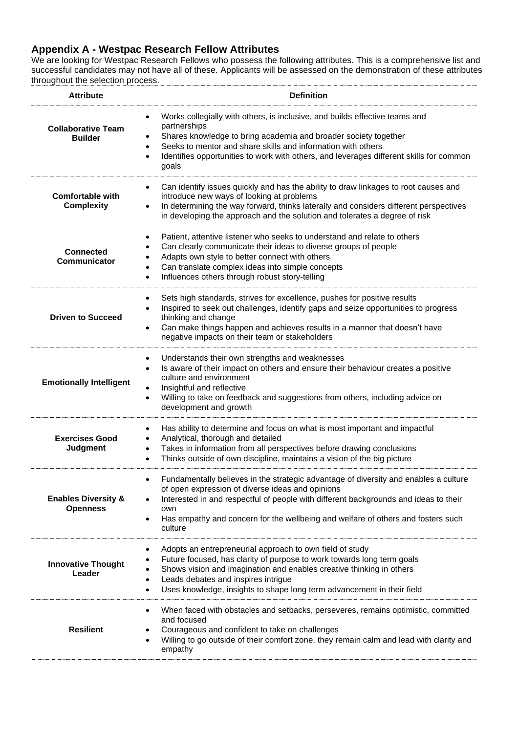## Appendix A - Westpac Research Fellow Attributes

We are looking for Westpac Research Fellows who possess the following attributes. This is a comprehensive list and successful candidates may not have all of these. Applicants will be assessed on the demonstration of these attributes throughout the selection process.

| Attribute | Definition |
|---|---|
| **Collaborative Team Builder** | • Works collegially with others, is inclusive, and builds effective teams and partnerships<br>• Shares knowledge to bring academia and broader society together<br>• Seeks to mentor and share skills and information with others<br>• Identifies opportunities to work with others, and leverages different skills for common goals |
| **Comfortable with Complexity** | • Can identify issues quickly and has the ability to draw linkages to root causes and introduce new ways of looking at problems<br>• In determining the way forward, thinks laterally and considers different perspectives in developing the approach and the solution and tolerates a degree of risk |
| **Connected Communicator** | • Patient, attentive listener who seeks to understand and relate to others<br>• Can clearly communicate their ideas to diverse groups of people<br>• Adapts own style to better connect with others<br>• Can translate complex ideas into simple concepts<br>• Influences others through robust story-telling |
| **Driven to Succeed** | • Sets high standards, strives for excellence, pushes for positive results<br>• Inspired to seek out challenges, identify gaps and seize opportunities to progress thinking and change<br>• Can make things happen and achieves results in a manner that doesn't have negative impacts on their team or stakeholders |
| **Emotionally Intelligent** | • Understands their own strengths and weaknesses<br>• Is aware of their impact on others and ensure their behaviour creates a positive culture and environment<br>• Insightful and reflective<br>• Willing to take on feedback and suggestions from others, including advice on development and growth |
| **Exercises Good Judgment** | • Has ability to determine and focus on what is most important and impactful<br>• Analytical, thorough and detailed<br>• Takes in information from all perspectives before drawing conclusions<br>• Thinks outside of own discipline, maintains a vision of the big picture |
| **Enables Diversity & Openness** | • Fundamentally believes in the strategic advantage of diversity and enables a culture of open expression of diverse ideas and opinions<br>• Interested in and respectful of people with different backgrounds and ideas to their own<br>• Has empathy and concern for the wellbeing and welfare of others and fosters such culture |
| **Innovative Thought Leader** | • Adopts an entrepreneurial approach to own field of study<br>• Future focused, has clarity of purpose to work towards long term goals<br>• Shows vision and imagination and enables creative thinking in others<br>• Leads debates and inspires intrigue<br>• Uses knowledge, insights to shape long term advancement in their field |
| **Resilient** | • When faced with obstacles and setbacks, perseveres, remains optimistic, committed and focused<br>• Courageous and confident to take on challenges<br>• Willing to go outside of their comfort zone, they remain calm and lead with clarity and empathy |